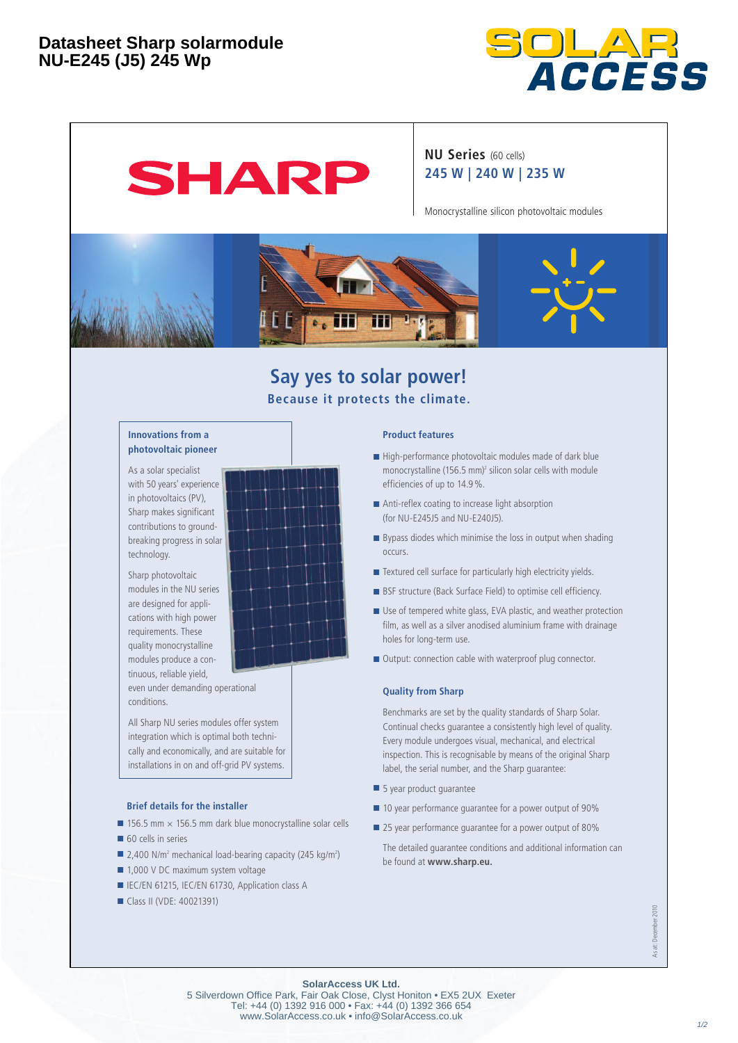# Datasheet Sharp solarmodule NU-E245 (J5) 245 Wp

SOLAR ACCESS

SHARP

**NU Series** (60 cells)
**245 W | 240 W | 235 W**

Monocrystalline silicon photovoltaic modules

## Say yes to solar power!

### Because it protects the climate.

### Innovations from a photovoltaic pioneer

As a solar specialist with 50 years' experience in photovoltaics (PV), Sharp makes significant contributions to ground-breaking progress in solar technology.

Sharp photovoltaic modules in the NU series are designed for applications with high power requirements. These quality monocrystalline modules produce a continuous, reliable yield, even under demanding operational conditions.

All Sharp NU series modules offer system integration which is optimal both technically and economically, and are suitable for installations in on and off-grid PV systems.

### Brief details for the installer

- 156.5 mm × 156.5 mm dark blue monocrystalline solar cells
- 60 cells in series
- 2,400 N/m² mechanical load-bearing capacity (245 kg/m²)
- 1,000 V DC maximum system voltage
- IEC/EN 61215, IEC/EN 61730, Application class A
- Class II (VDE: 40021391)

### Product features

- High-performance photovoltaic modules made of dark blue monocrystalline (156.5 mm)² silicon solar cells with module efficiencies of up to 14.9 %.
- Anti-reflex coating to increase light absorption (for NU-E245J5 and NU-E240J5).
- Bypass diodes which minimise the loss in output when shading occurs.
- Textured cell surface for particularly high electricity yields.
- BSF structure (Back Surface Field) to optimise cell efficiency.
- Use of tempered white glass, EVA plastic, and weather protection film, as well as a silver anodised aluminium frame with drainage holes for long-term use.
- Output: connection cable with waterproof plug connector.

### Quality from Sharp

Benchmarks are set by the quality standards of Sharp Solar. Continual checks guarantee a consistently high level of quality. Every module undergoes visual, mechanical, and electrical inspection. This is recognisable by means of the original Sharp label, the serial number, and the Sharp guarantee:

- 5 year product guarantee
- 10 year performance guarantee for a power output of 90%
- 25 year performance guarantee for a power output of 80%

The detailed guarantee conditions and additional information can be found at **www.sharp.eu.**

As at: December 2010

**SolarAccess UK Ltd.**
5 Silverdown Office Park, Fair Oak Close, Clyst Honiton • EX5 2UX Exeter
Tel: +44 (0) 1392 916 000 • Fax: +44 (0) 1392 366 654
www.SolarAccess.co.uk • info@SolarAccess.co.uk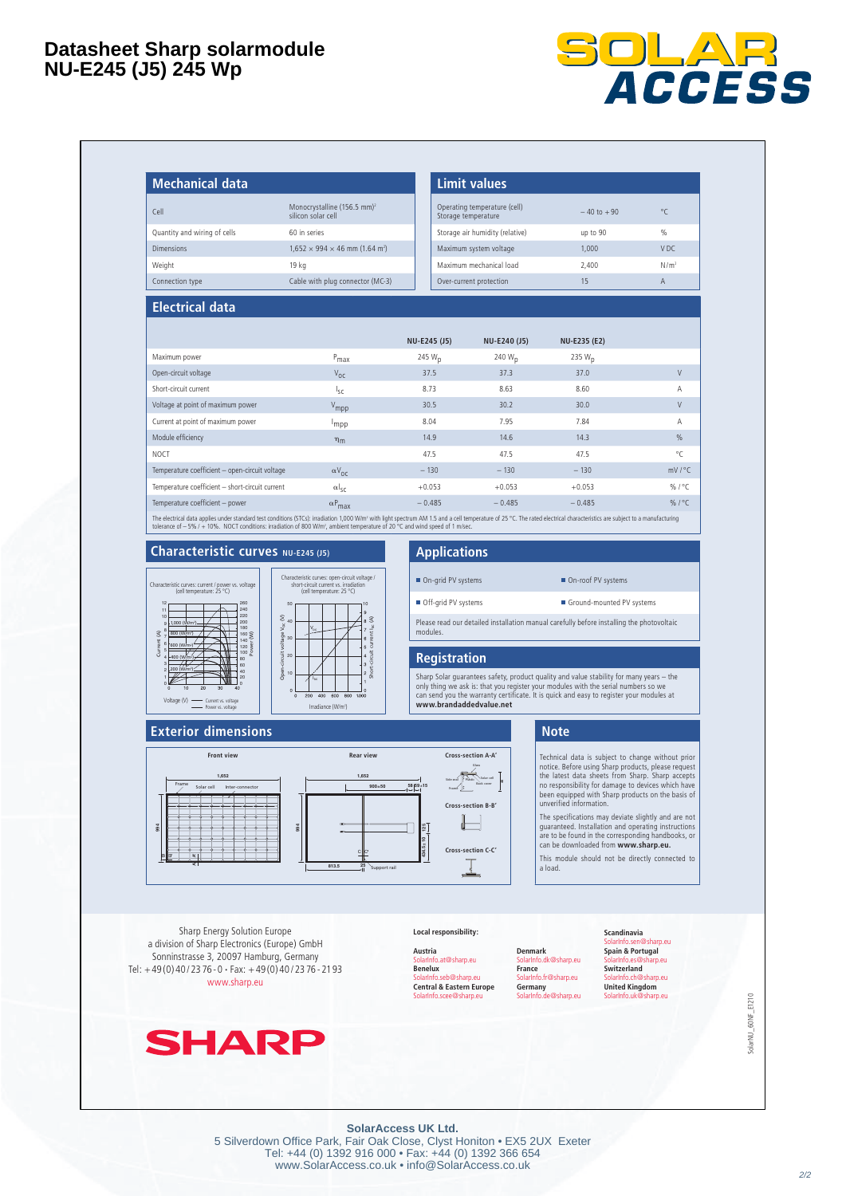# Datasheet Sharp solarmodule NU-E245 (J5) 245 Wp

SOLAR ACCESS

## Mechanical data

| | |
|---|---|
| Cell | Monocrystalline (156.5 mm)² silicon solar cell |
| Quantity and wiring of cells | 60 in series |
| Dimensions | 1,652 × 994 × 46 mm (1.64 m²) |
| Weight | 19 kg |
| Connection type | Cable with plug connector (MC-3) |

## Limit values

| | | |
|---|---|---|
| Operating temperature (cell) Storage temperature | – 40 to + 90 | °C |
| Storage air humidity (relative) | up to 90 | % |
| Maximum system voltage | 1,000 | V DC |
| Maximum mechanical load | 2,400 | N/m² |
| Over-current protection | 15 | A |

## Electrical data

| | | NU-E245 (J5) | NU-E240 (J5) | NU-E235 (E2) | |
|---|---|---|---|---|---|
| Maximum power | $P_{max}$ | 245 $W_p$ | 240 $W_p$ | 235 $W_p$ | |
| Open-circuit voltage | $V_{OC}$ | 37.5 | 37.3 | 37.0 | V |
| Short-circuit current | $I_{SC}$ | 8.73 | 8.63 | 8.60 | A |
| Voltage at point of maximum power | $V_{mpp}$ | 30.5 | 30.2 | 30.0 | V |
| Current at point of maximum power | $I_{mpp}$ | 8.04 | 7.95 | 7.84 | A |
| Module efficiency | $\eta_m$ | 14.9 | 14.6 | 14.3 | % |
| NOCT | | 47.5 | 47.5 | 47.5 | °C |
| Temperature coefficient – open-circuit voltage | $\alpha V_{OC}$ | – 130 | – 130 | – 130 | mV / °C |
| Temperature coefficient – short-circuit current | $\alpha I_{SC}$ | +0.053 | +0.053 | +0.053 | % / °C |
| Temperature coefficient – power | $\alpha P_{max}$ | – 0.485 | – 0.485 | – 0.485 | % / °C |

The electrical data applies under standard test conditions (STCs): irradiation 1,000 W/m² with light spectrum AM 1.5 and a cell temperature of 25 °C. The rated electrical characteristics are subject to a manufacturing tolerance of – 5% / + 10%. NOCT conditions: irradiation of 800 W/m², ambient temperature of 20 °C and wind speed of 1 m/sec.

## Characteristic curves NU-E245 (J5)

Characteristic curves: current / power vs. voltage (cell temperature: 25 °C)

1,000 (W/m²)
800 (W/m²)
600 (W/m²)
400 (W/m²)
200 (W/m²)
Current (A)
Power (W)
Voltage (V)
Current vs. voltage
Power vs. voltage

Characteristic curves: open-circuit voltage / short-circuit current vs. irradiation (cell temperature: 25 °C)

Open-circuit voltage $V_{oc}$ (V)
Short-circuit current $I_{sc}$ (A)
Irradiance (W/m²)

## Applications

- On-grid PV systems
- On-roof PV systems
- Off-grid PV systems
- Ground-mounted PV systems

Please read our detailed installation manual carefully before installing the photovoltaic modules.

## Registration

Sharp Solar guarantees safety, product quality and value stability for many years – the only thing we ask is: that you register your modules with the serial numbers so we can send you the warranty certificate. It is quick and easy to register your modules at **www.brandaddedvalue.net**

## Exterior dimensions

Front view
1,652
Frame
Solar cell
Inter-connector
994

Rear view
1,652
900±50
58
69±15
994
813.5
25
Support rail

Cross-section A-A'
Glass
Solar cell
Back cover
Frame

Cross-section B-B'

Cross-section C-C'

## Note

Technical data is subject to change without prior notice. Before using Sharp products, please request the latest data sheets from Sharp. Sharp accepts no responsibility for damage to devices which have been equipped with Sharp products on the basis of unverified information.

The specifications may deviate slightly and are not guaranteed. Installation and operating instructions are to be found in the corresponding handbooks, or can be downloaded from **www.sharp.eu.**

This module should not be directly connected to a load.

Sharp Energy Solution Europe
a division of Sharp Electronics (Europe) GmbH
Sonninstrasse 3, 20097 Hamburg, Germany
Tel: + 49 (0) 40 / 23 76 - 0 • Fax: + 49 (0) 40 / 23 76 - 21 93
www.sharp.eu

**Local responsibility:**

**Austria**
SolarInfo.at@sharp.eu
**Benelux**
SolarInfo.seb@sharp.eu
**Central & Eastern Europe**
SolarInfo.scee@sharp.eu

**Denmark**
SolarInfo.dk@sharp.eu
**France**
SolarInfo.fr@sharp.eu
**Germany**
SolarInfo.de@sharp.eu

**Scandinavia**
SolarInfo.sen@sharp.eu
**Spain & Portugal**
SolarInfo.es@sharp.eu
**Switzerland**
SolarInfo.ch@sharp.eu
**United Kingdom**
SolarInfo.uk@sharp.eu

SHARP

SolarNU_60MF_E1210

**SolarAccess UK Ltd.**
5 Silverdown Office Park, Fair Oak Close, Clyst Honiton • EX5 2UX Exeter
Tel: +44 (0) 1392 916 000 • Fax: +44 (0) 1392 366 654
www.SolarAccess.co.uk • info@SolarAccess.co.uk